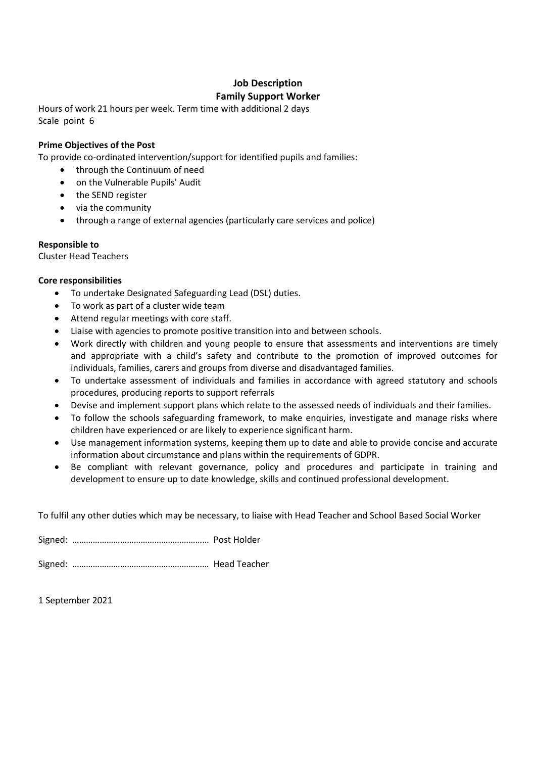# Job Description

## Family Support Worker

Hours of work 21 hours per week. Term time with additional 2 days
Scale point 6

**Prime Objectives of the Post**

To provide co-ordinated intervention/support for identified pupils and families:

- through the Continuum of need
- on the Vulnerable Pupils' Audit
- the SEND register
- via the community
- through a range of external agencies (particularly care services and police)

**Responsible to**

Cluster Head Teachers

**Core responsibilities**

- To undertake Designated Safeguarding Lead (DSL) duties.
- To work as part of a cluster wide team
- Attend regular meetings with core staff.
- Liaise with agencies to promote positive transition into and between schools.
- Work directly with children and young people to ensure that assessments and interventions are timely and appropriate with a child's safety and contribute to the promotion of improved outcomes for individuals, families, carers and groups from diverse and disadvantaged families.
- To undertake assessment of individuals and families in accordance with agreed statutory and schools procedures, producing reports to support referrals
- Devise and implement support plans which relate to the assessed needs of individuals and their families.
- To follow the schools safeguarding framework, to make enquiries, investigate and manage risks where children have experienced or are likely to experience significant harm.
- Use management information systems, keeping them up to date and able to provide concise and accurate information about circumstance and plans within the requirements of GDPR.
- Be compliant with relevant governance, policy and procedures and participate in training and development to ensure up to date knowledge, skills and continued professional development.

To fulfil any other duties which may be necessary, to liaise with Head Teacher and School Based Social Worker

Signed: …………………………………………………… Post Holder

Signed: …………………………………………………… Head Teacher

1 September 2021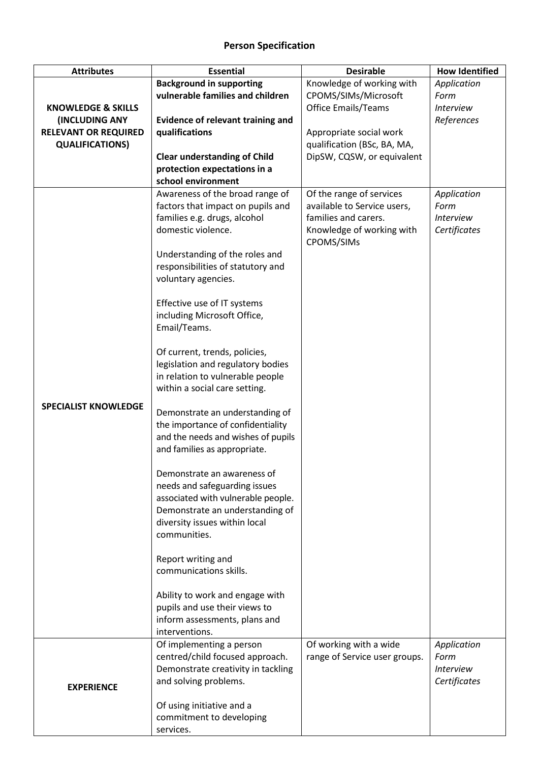# Person Specification

| Attributes | Essential | Desirable | How Identified |
|---|---|---|---|
| **KNOWLEDGE & SKILLS (INCLUDING ANY RELEVANT OR REQUIRED QUALIFICATIONS)** | **Background in supporting vulnerable families and children**<br><br>**Evidence of relevant training and qualifications**<br><br>**Clear understanding of Child protection expectations in a school environment** | Knowledge of working with CPOMS/SIMs/Microsoft Office Emails/Teams<br><br>Appropriate social work qualification (BSc, BA, MA, DipSW, CQSW, or equivalent | *Application Form*<br>*Interview*<br>*References* |
| **SPECIALIST KNOWLEDGE** | Awareness of the broad range of factors that impact on pupils and families e.g. drugs, alcohol domestic violence.<br><br>Understanding of the roles and responsibilities of statutory and voluntary agencies.<br><br>Effective use of IT systems including Microsoft Office, Email/Teams.<br><br>Of current, trends, policies, legislation and regulatory bodies in relation to vulnerable people within a social care setting.<br><br>Demonstrate an understanding of the importance of confidentiality and the needs and wishes of pupils and families as appropriate.<br><br>Demonstrate an awareness of needs and safeguarding issues associated with vulnerable people. Demonstrate an understanding of diversity issues within local communities.<br><br>Report writing and communications skills.<br><br>Ability to work and engage with pupils and use their views to inform assessments, plans and interventions. | Of the range of services available to Service users, families and carers. Knowledge of working with CPOMS/SIMs | *Application Form*<br>*Interview*<br>*Certificates* |
| **EXPERIENCE** | Of implementing a person centred/child focused approach. Demonstrate creativity in tackling and solving problems.<br><br>Of using initiative and a commitment to developing services. | Of working with a wide range of Service user groups. | *Application Form*<br>*Interview*<br>*Certificates* |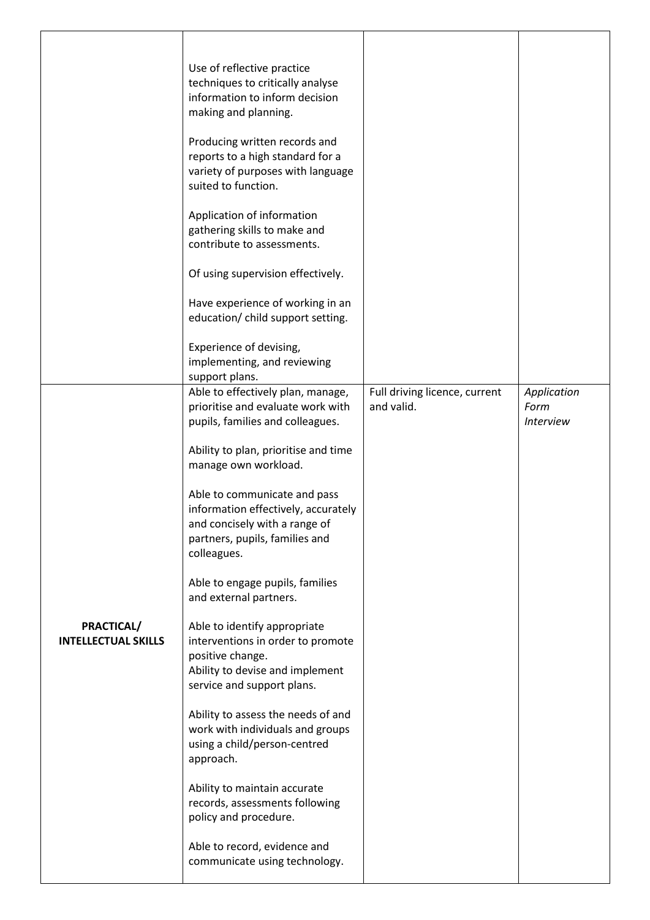| | | | |
|---|---|---|---|
| | Use of reflective practice techniques to critically analyse information to inform decision making and planning.<br><br>Producing written records and reports to a high standard for a variety of purposes with language suited to function.<br><br>Application of information gathering skills to make and contribute to assessments.<br><br>Of using supervision effectively.<br><br>Have experience of working in an education/ child support setting.<br><br>Experience of devising, implementing, and reviewing support plans. | | |
| **PRACTICAL/ INTELLECTUAL SKILLS** | Able to effectively plan, manage, prioritise and evaluate work with pupils, families and colleagues.<br><br>Ability to plan, prioritise and time manage own workload.<br><br>Able to communicate and pass information effectively, accurately and concisely with a range of partners, pupils, families and colleagues.<br><br>Able to engage pupils, families and external partners.<br><br>Able to identify appropriate interventions in order to promote positive change.<br>Ability to devise and implement service and support plans.<br><br>Ability to assess the needs of and work with individuals and groups using a child/person-centred approach.<br><br>Ability to maintain accurate records, assessments following policy and procedure.<br><br>Able to record, evidence and communicate using technology. | Full driving licence, current and valid. | *Application Form*<br>*Interview* |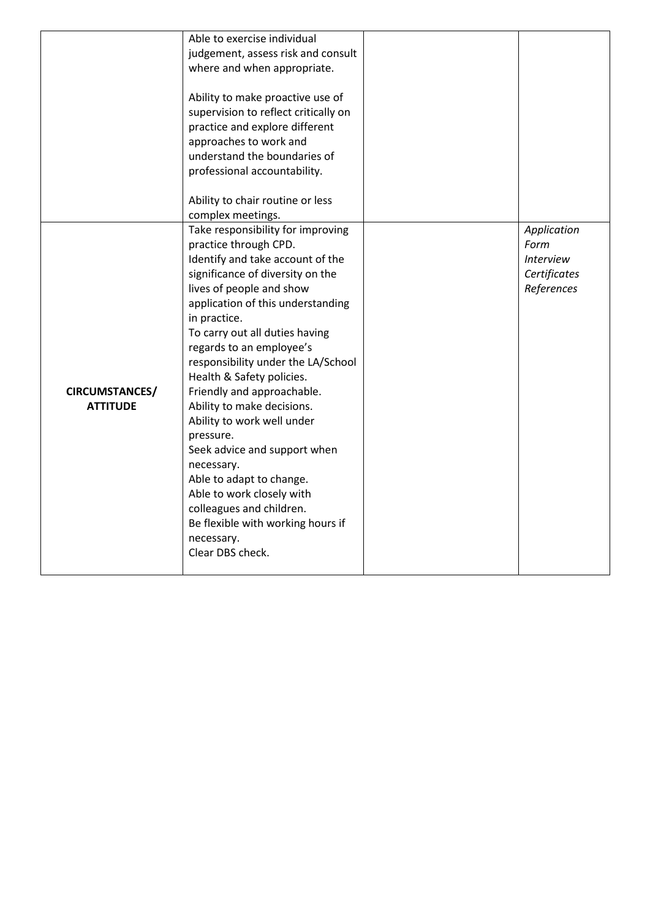| | | | |
|---|---|---|---|
| | Able to exercise individual judgement, assess risk and consult where and when appropriate.<br><br>Ability to make proactive use of supervision to reflect critically on practice and explore different approaches to work and understand the boundaries of professional accountability.<br><br>Ability to chair routine or less complex meetings. | | |
| **CIRCUMSTANCES/ ATTITUDE** | Take responsibility for improving practice through CPD.<br>Identify and take account of the significance of diversity on the lives of people and show application of this understanding in practice.<br>To carry out all duties having regards to an employee's responsibility under the LA/School Health & Safety policies.<br>Friendly and approachable.<br>Ability to make decisions.<br>Ability to work well under pressure.<br>Seek advice and support when necessary.<br>Able to adapt to change.<br>Able to work closely with colleagues and children.<br>Be flexible with working hours if necessary.<br>Clear DBS check. | | *Application Form*<br>*Interview*<br>*Certificates*<br>*References* |